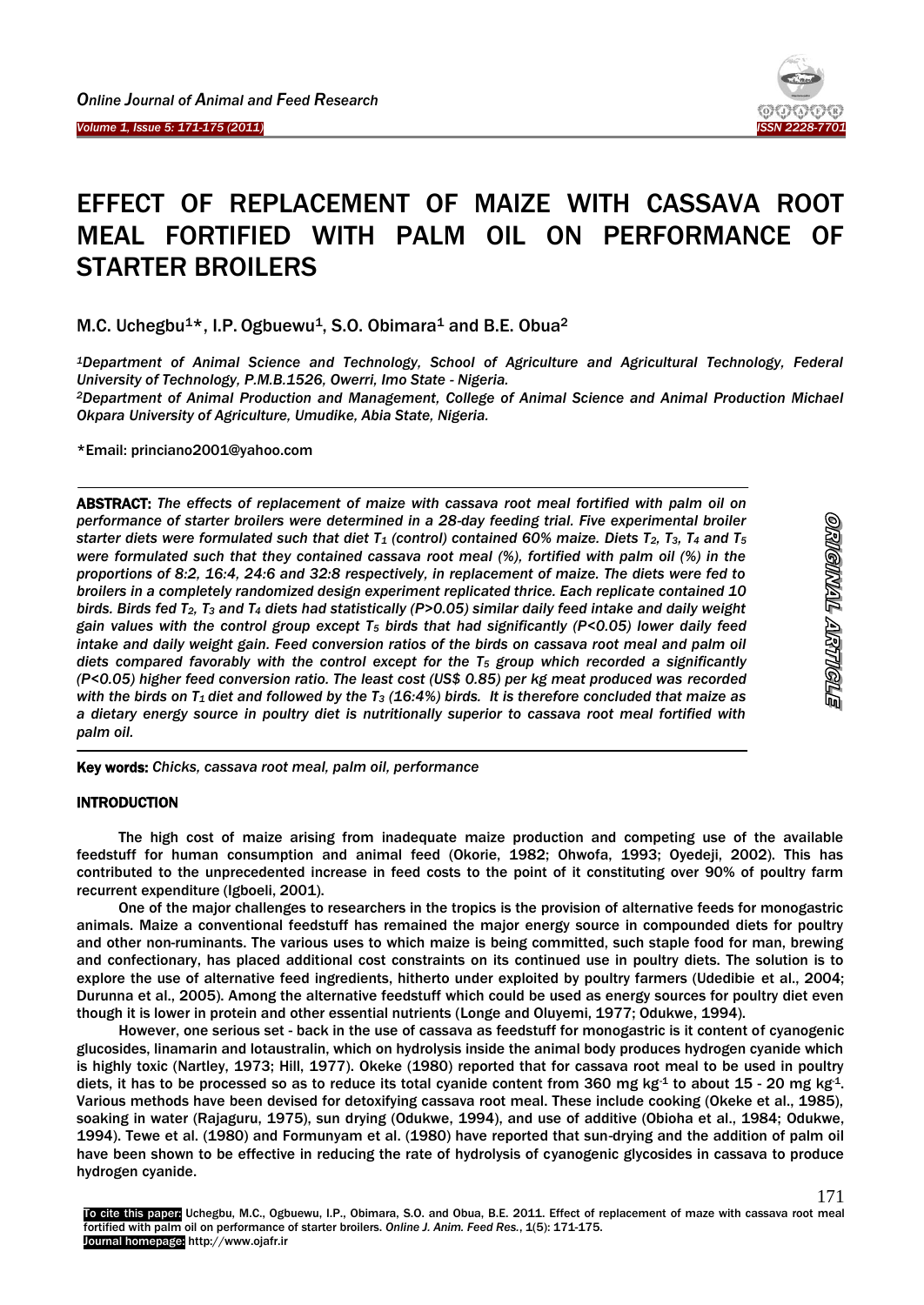# EFFECT OF REPLACEMENT OF MAIZE WITH CASSAVA ROOT MEAL FORTIFIED WITH PALM OIL ON PERFORMANCE OF STARTER BROILERS

M.C. Uchegbu[1]*, I.P. Ogbuewu[1], S.O. Obimara[1] and B.E. Obua[2]

*[1]Department of Animal Science and Technology, School of Agriculture and Agricultural Technology, Federal University of Technology, P.M.B.1526, Owerri, Imo State - Nigeria.*

*[2]Department of Animal Production and Management, College of Animal Science and Animal Production Michael Okpara University of Agriculture, Umudike, Abia State, Nigeria.*

*Email: princiano2001@yahoo.com

**ABSTRACT:** *The effects of replacement of maize with cassava root meal fortified with palm oil on performance of starter broilers were determined in a 28-day feeding trial. Five experimental broiler starter diets were formulated such that diet $T_1$ (control) contained 60% maize. Diets $T_2$, $T_3$, $T_4$ and $T_5$ were formulated such that they contained cassava root meal (%), fortified with palm oil (%) in the proportions of 8:2, 16:4, 24:6 and 32:8 respectively, in replacement of maize. The diets were fed to broilers in a completely randomized design experiment replicated thrice. Each replicate contained 10 birds. Birds fed $T_2$, $T_3$ and $T_4$ diets had statistically ($P>0.05$) similar daily feed intake and daily weight gain values with the control group except $T_5$ birds that had significantly ($P<0.05$) lower daily feed intake and daily weight gain. Feed conversion ratios of the birds on cassava root meal and palm oil diets compared favorably with the control except for the $T_5$ group which recorded a significantly ($P<0.05$) higher feed conversion ratio. The least cost (US$ 0.85) per kg meat produced was recorded with the birds on $T_1$ diet and followed by the $T_3$ (16:4%) birds. It is therefore concluded that maize as a dietary energy source in poultry diet is nutritionally superior to cassava root meal fortified with palm oil.*

**Key words:** *Chicks, cassava root meal, palm oil, performance*

## INTRODUCTION

The high cost of maize arising from inadequate maize production and competing use of the available feedstuff for human consumption and animal feed (Okorie, 1982; Ohwofa, 1993; Oyedeji, 2002). This has contributed to the unprecedented increase in feed costs to the point of it constituting over 90% of poultry farm recurrent expenditure (Igboeli, 2001).

One of the major challenges to researchers in the tropics is the provision of alternative feeds for monogastric animals. Maize a conventional feedstuff has remained the major energy source in compounded diets for poultry and other non-ruminants. The various uses to which maize is being committed, such staple food for man, brewing and confectionary, has placed additional cost constraints on its continued use in poultry diets. The solution is to explore the use of alternative feed ingredients, hitherto under exploited by poultry farmers (Udedibie et al., 2004; Durunna et al., 2005). Among the alternative feedstuff which could be used as energy sources for poultry diet even though it is lower in protein and other essential nutrients (Longe and Oluyemi, 1977; Odukwe, 1994).

However, one serious set - back in the use of cassava as feedstuff for monogastric is it content of cyanogenic glucosides, linamarin and lotaustralin, which on hydrolysis inside the animal body produces hydrogen cyanide which is highly toxic (Nartley, 1973; Hill, 1977). Okeke (1980) reported that for cassava root meal to be used in poultry diets, it has to be processed so as to reduce its total cyanide content from 360 mg $kg^{-1}$ to about 15 - 20 mg $kg^{-1}$. Various methods have been devised for detoxifying cassava root meal. These include cooking (Okeke et al., 1985), soaking in water (Rajaguru, 1975), sun drying (Odukwe, 1994), and use of additive (Obioha et al., 1984; Odukwe, 1994). Tewe et al. (1980) and Formunyam et al. (1980) have reported that sun-drying and the addition of palm oil have been shown to be effective in reducing the rate of hydrolysis of cyanogenic glycosides in cassava to produce hydrogen cyanide.

**To cite this paper:** Uchegbu, M.C., Ogbuewu, I.P., Obimara, S.O. and Obua, B.E. 2011. Effect of replacement of maze with cassava root meal fortified with palm oil on performance of starter broilers. *Online J. Anim. Feed Res.*, 1(5): 171-175.
**Journal homepage:** http://www.ojafr.ir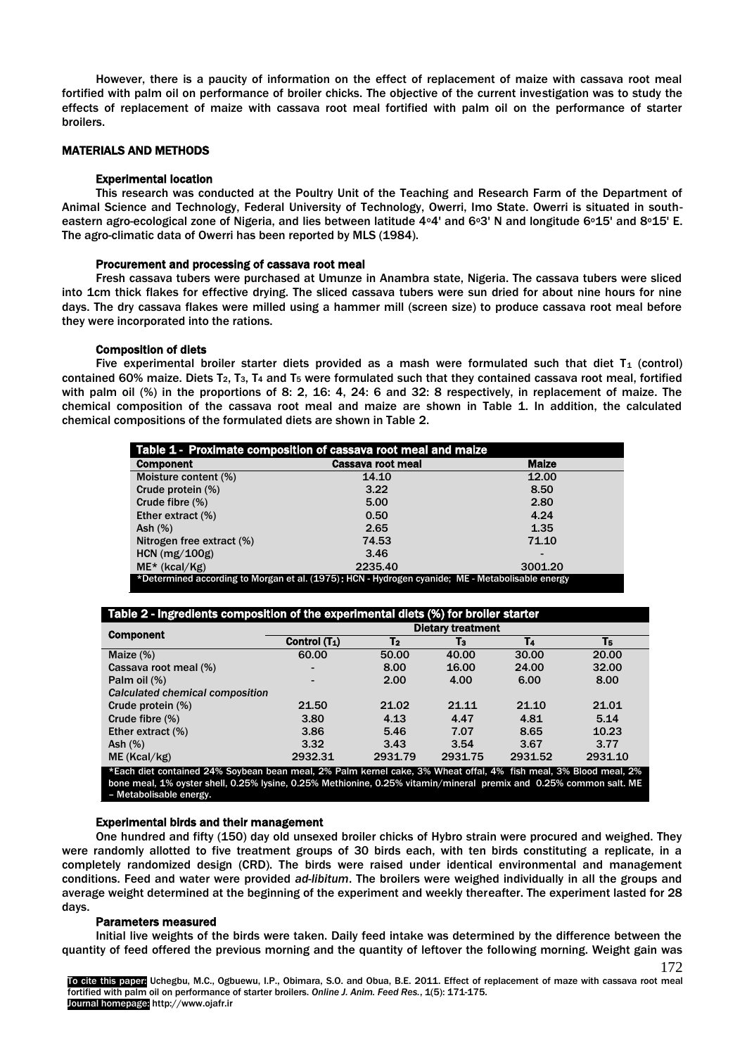However, there is a paucity of information on the effect of replacement of maize with cassava root meal fortified with palm oil on performance of broiler chicks. The objective of the current investigation was to study the effects of replacement of maize with cassava root meal fortified with palm oil on the performance of starter broilers.

## MATERIALS AND METHODS

### Experimental location

This research was conducted at the Poultry Unit of the Teaching and Research Farm of the Department of Animal Science and Technology, Federal University of Technology, Owerri, Imo State. Owerri is situated in south-eastern agro-ecological zone of Nigeria, and lies between latitude 4°4' and 6°3' N and longitude 6°15' and 8°15' E. The agro-climatic data of Owerri has been reported by MLS (1984).

### Procurement and processing of cassava root meal

Fresh cassava tubers were purchased at Umunze in Anambra state, Nigeria. The cassava tubers were sliced into 1cm thick flakes for effective drying. The sliced cassava tubers were sun dried for about nine hours for nine days. The dry cassava flakes were milled using a hammer mill (screen size) to produce cassava root meal before they were incorporated into the rations.

### Composition of diets

Five experimental broiler starter diets provided as a mash were formulated such that diet $T_1$ (control) contained 60% maize. Diets $T_2$, $T_3$, $T_4$ and $T_5$ were formulated such that they contained cassava root meal, fortified with palm oil (%) in the proportions of 8: 2, 16: 4, 24: 6 and 32: 8 respectively, in replacement of maize. The chemical composition of the cassava root meal and maize are shown in Table 1. In addition, the calculated chemical compositions of the formulated diets are shown in Table 2.

**Table 1 - Proximate composition of cassava root meal and maize**

| Component | Cassava root meal | Maize |
|---|---|---|
| Moisture content (%) | 14.10 | 12.00 |
| Crude protein (%) | 3.22 | 8.50 |
| Crude fibre (%) | 5.00 | 2.80 |
| Ether extract (%) | 0.50 | 4.24 |
| Ash (%) | 2.65 | 1.35 |
| Nitrogen free extract (%) | 74.53 | 71.10 |
| HCN (mg/100g) | 3.46 | - |
| ME* (kcal/Kg) | 2235.40 | 3001.20 |

*Determined according to Morgan et al. (1975); HCN - Hydrogen cyanide; ME - Metabolisable energy

**Table 2 - Ingredients composition of the experimental diets (%) for broiler starter**

| Component | Dietary treatment | | | | |
|---|---|---|---|---|---|
| | Control ($T_1$) | $T_2$ | $T_3$ | $T_4$ | $T_5$ |
| Maize (%) | 60.00 | 50.00 | 40.00 | 30.00 | 20.00 |
| Cassava root meal (%) | - | 8.00 | 16.00 | 24.00 | 32.00 |
| Palm oil (%) | - | 2.00 | 4.00 | 6.00 | 8.00 |
| *Calculated chemical composition* | | | | | |
| Crude protein (%) | 21.50 | 21.02 | 21.11 | 21.10 | 21.01 |
| Crude fibre (%) | 3.80 | 4.13 | 4.47 | 4.81 | 5.14 |
| Ether extract (%) | 3.86 | 5.46 | 7.07 | 8.65 | 10.23 |
| Ash (%) | 3.32 | 3.43 | 3.54 | 3.67 | 3.77 |
| ME (Kcal/kg) | 2932.31 | 2931.79 | 2931.75 | 2931.52 | 2931.10 |

*Each diet contained 24% Soybean bean meal, 2% Palm kernel cake, 3% Wheat offal, 4% fish meal, 3% Blood meal, 2% bone meal, 1% oyster shell, 0.25% lysine, 0.25% Methionine, 0.25% vitamin/mineral premix and 0.25% common salt. ME – Metabolisable energy.

### Experimental birds and their management

One hundred and fifty (150) day old unsexed broiler chicks of Hybro strain were procured and weighed. They were randomly allotted to five treatment groups of 30 birds each, with ten birds constituting a replicate, in a completely randomized design (CRD). The birds were raised under identical environmental and management conditions. Feed and water were provided *ad-libitum*. The broilers were weighed individually in all the groups and average weight determined at the beginning of the experiment and weekly thereafter. The experiment lasted for 28 days.

### Parameters measured

Initial live weights of the birds were taken. Daily feed intake was determined by the difference between the quantity of feed offered the previous morning and the quantity of leftover the following morning. Weight gain was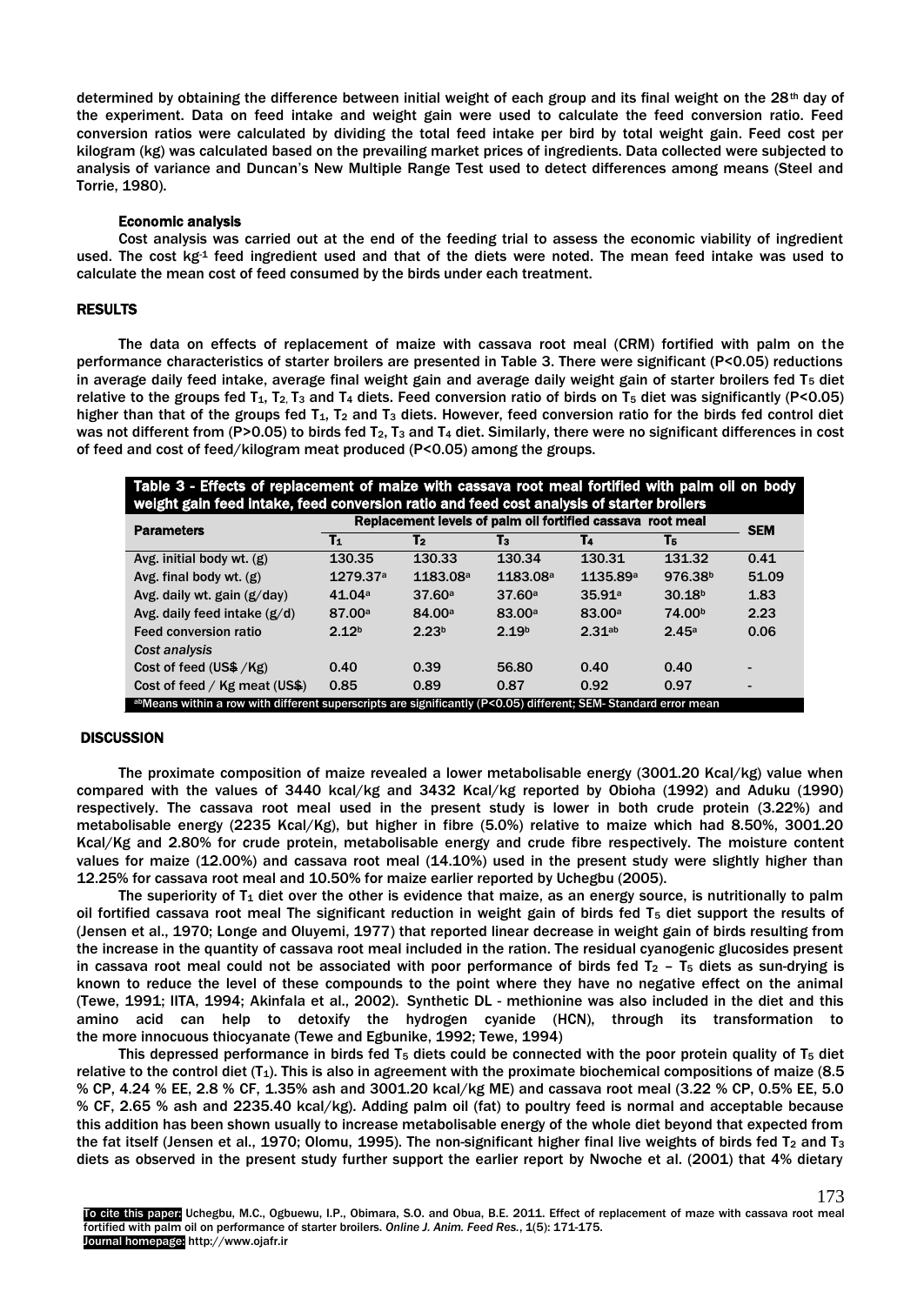determined by obtaining the difference between initial weight of each group and its final weight on the 28th day of the experiment. Data on feed intake and weight gain were used to calculate the feed conversion ratio. Feed conversion ratios were calculated by dividing the total feed intake per bird by total weight gain. Feed cost per kilogram (kg) was calculated based on the prevailing market prices of ingredients. Data collected were subjected to analysis of variance and Duncan's New Multiple Range Test used to detect differences among means (Steel and Torrie, 1980).

### Economic analysis

Cost analysis was carried out at the end of the feeding trial to assess the economic viability of ingredient used. The cost $kg^{-1}$ feed ingredient used and that of the diets were noted. The mean feed intake was used to calculate the mean cost of feed consumed by the birds under each treatment.

## RESULTS

The data on effects of replacement of maize with cassava root meal (CRM) fortified with palm on the performance characteristics of starter broilers are presented in Table 3. There were significant ($P<0.05$) reductions in average daily feed intake, average final weight gain and average daily weight gain of starter broilers fed $T_5$ diet relative to the groups fed $T_1$, $T_2$, $T_3$ and $T_4$ diets. Feed conversion ratio of birds on $T_5$ diet was significantly ($P<0.05$) higher than that of the groups fed $T_1$, $T_2$ and $T_3$ diets. However, feed conversion ratio for the birds fed control diet was not different from ($P>0.05$) to birds fed $T_2$, $T_3$ and $T_4$ diet. Similarly, there were no significant differences in cost of feed and cost of feed/kilogram meat produced ($P<0.05$) among the groups.

**Table 3 - Effects of replacement of maize with cassava root meal fortified with palm oil on body weight gain feed intake, feed conversion ratio and feed cost analysis of starter broilers**

| Parameters | Replacement levels of palm oil fortified cassava root meal | | | | | SEM |
|---|---|---|---|---|---|---|
| | $T_1$ | $T_2$ | $T_3$ | $T_4$ | $T_5$ | |
| Avg. initial body wt. (g) | 130.35 | 130.33 | 130.34 | 130.31 | 131.32 | 0.41 |
| Avg. final body wt. (g) | 1279.37$^a$ | 1183.08$^a$ | 1183.08$^a$ | 1135.89$^a$ | 976.38$^b$ | 51.09 |
| Avg. daily wt. gain (g/day) | 41.04$^a$ | 37.60$^a$ | 37.60$^a$ | 35.91$^a$ | 30.18$^b$ | 1.83 |
| Avg. daily feed intake (g/d) | 87.00$^a$ | 84.00$^a$ | 83.00$^a$ | 83.00$^a$ | 74.00$^b$ | 2.23 |
| Feed conversion ratio | 2.12$^b$ | 2.23$^b$ | 2.19$^b$ | 2.31$^{ab}$ | 2.45$^a$ | 0.06 |
| *Cost analysis* | | | | | | |
| Cost of feed (US$ /Kg) | 0.40 | 0.39 | 56.80 | 0.40 | 0.40 | - |
| Cost of feed / Kg meat (US$) | 0.85 | 0.89 | 0.87 | 0.92 | 0.97 | - |

$^{ab}$Means within a row with different superscripts are significantly ($P<0.05$) different; SEM- Standard error mean

## DISCUSSION

The proximate composition of maize revealed a lower metabolisable energy (3001.20 Kcal/kg) value when compared with the values of 3440 kcal/kg and 3432 Kcal/kg reported by Obioha (1992) and Aduku (1990) respectively. The cassava root meal used in the present study is lower in both crude protein (3.22%) and metabolisable energy (2235 Kcal/Kg), but higher in fibre (5.0%) relative to maize which had 8.50%, 3001.20 Kcal/Kg and 2.80% for crude protein, metabolisable energy and crude fibre respectively. The moisture content values for maize (12.00%) and cassava root meal (14.10%) used in the present study were slightly higher than 12.25% for cassava root meal and 10.50% for maize earlier reported by Uchegbu (2005).

The superiority of $T_1$ diet over the other is evidence that maize, as an energy source, is nutritionally to palm oil fortified cassava root meal The significant reduction in weight gain of birds fed $T_5$ diet support the results of (Jensen et al., 1970; Longe and Oluyemi, 1977) that reported linear decrease in weight gain of birds resulting from the increase in the quantity of cassava root meal included in the ration. The residual cyanogenic glucosides present in cassava root meal could not be associated with poor performance of birds fed $T_2$ – $T_5$ diets as sun-drying is known to reduce the level of these compounds to the point where they have no negative effect on the animal (Tewe, 1991; IITA, 1994; Akinfala et al., 2002). Synthetic DL - methionine was also included in the diet and this amino acid can help to detoxify the hydrogen cyanide (HCN), through its transformation to the more innocuous thiocyanate (Tewe and Egbunike, 1992; Tewe, 1994)

This depressed performance in birds fed $T_5$ diets could be connected with the poor protein quality of $T_5$ diet relative to the control diet ($T_1$). This is also in agreement with the proximate biochemical compositions of maize (8.5 % CP, 4.24 % EE, 2.8 % CF, 1.35% ash and 3001.20 kcal/kg ME) and cassava root meal (3.22 % CP, 0.5% EE, 5.0 % CF, 2.65 % ash and 2235.40 kcal/kg). Adding palm oil (fat) to poultry feed is normal and acceptable because this addition has been shown usually to increase metabolisable energy of the whole diet beyond that expected from the fat itself (Jensen et al., 1970; Olomu, 1995). The non-significant higher final live weights of birds fed $T_2$ and $T_3$ diets as observed in the present study further support the earlier report by Nwoche et al. (2001) that 4% dietary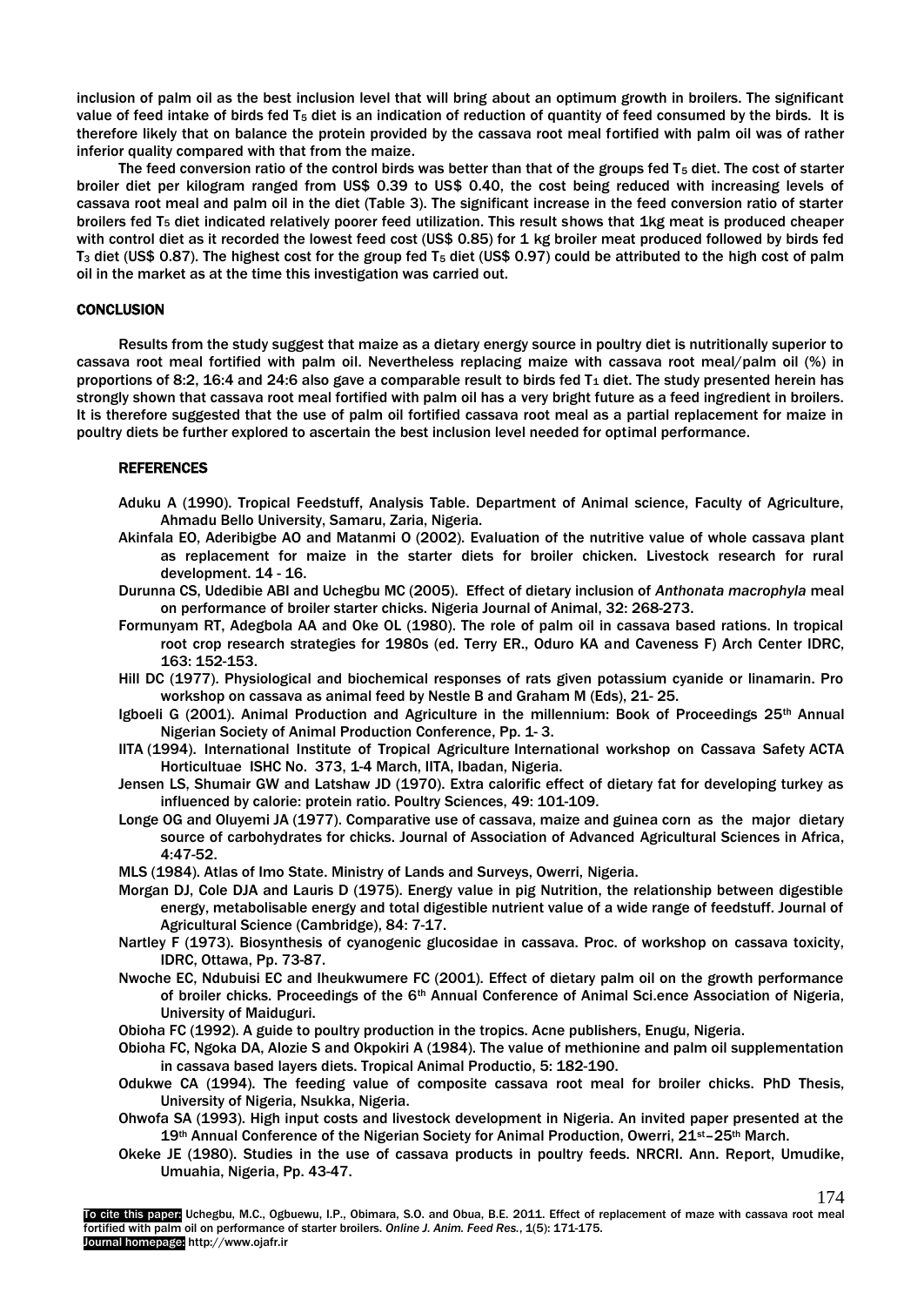inclusion of palm oil as the best inclusion level that will bring about an optimum growth in broilers. The significant value of feed intake of birds fed $T_5$ diet is an indication of reduction of quantity of feed consumed by the birds. It is therefore likely that on balance the protein provided by the cassava root meal fortified with palm oil was of rather inferior quality compared with that from the maize.

The feed conversion ratio of the control birds was better than that of the groups fed $T_5$ diet. The cost of starter broiler diet per kilogram ranged from US$ 0.39 to US$ 0.40, the cost being reduced with increasing levels of cassava root meal and palm oil in the diet (Table 3). The significant increase in the feed conversion ratio of starter broilers fed $T_5$ diet indicated relatively poorer feed utilization. This result shows that 1kg meat is produced cheaper with control diet as it recorded the lowest feed cost (US$ 0.85) for 1 kg broiler meat produced followed by birds fed $T_3$ diet (US$ 0.87). The highest cost for the group fed $T_5$ diet (US$ 0.97) could be attributed to the high cost of palm oil in the market as at the time this investigation was carried out.

## CONCLUSION

Results from the study suggest that maize as a dietary energy source in poultry diet is nutritionally superior to cassava root meal fortified with palm oil. Nevertheless replacing maize with cassava root meal/palm oil (%) in proportions of 8:2, 16:4 and 24:6 also gave a comparable result to birds fed $T_1$ diet. The study presented herein has strongly shown that cassava root meal fortified with palm oil has a very bright future as a feed ingredient in broilers. It is therefore suggested that the use of palm oil fortified cassava root meal as a partial replacement for maize in poultry diets be further explored to ascertain the best inclusion level needed for optimal performance.

## REFERENCES

Aduku A (1990). Tropical Feedstuff, Analysis Table. Department of Animal science, Faculty of Agriculture, Ahmadu Bello University, Samaru, Zaria, Nigeria.

Akinfala EO, Aderibigbe AO and Matanmi O (2002). Evaluation of the nutritive value of whole cassava plant as replacement for maize in the starter diets for broiler chicken. Livestock research for rural development. 14 - 16.

Durunna CS, Udedibie ABI and Uchegbu MC (2005). Effect of dietary inclusion of *Anthonata macrophyla* meal on performance of broiler starter chicks. Nigeria Journal of Animal, 32: 268-273.

Formunyam RT, Adegbola AA and Oke OL (1980). The role of palm oil in cassava based rations. In tropical root crop research strategies for 1980s (ed. Terry ER., Oduro KA and Caveness F) Arch Center IDRC, 163: 152-153.

Hill DC (1977). Physiological and biochemical responses of rats given potassium cyanide or linamarin. Pro workshop on cassava as animal feed by Nestle B and Graham M (Eds), 21- 25.

Igboeli G (2001). Animal Production and Agriculture in the millennium: Book of Proceedings 25th Annual Nigerian Society of Animal Production Conference, Pp. 1- 3.

IITA (1994). International Institute of Tropical Agriculture International workshop on Cassava Safety ACTA Horticultuae ISHC No. 373, 1-4 March, IITA, Ibadan, Nigeria.

Jensen LS, Shumair GW and Latshaw JD (1970). Extra calorific effect of dietary fat for developing turkey as influenced by calorie: protein ratio. Poultry Sciences, 49: 101-109.

Longe OG and Oluyemi JA (1977). Comparative use of cassava, maize and guinea corn as the major dietary source of carbohydrates for chicks. Journal of Association of Advanced Agricultural Sciences in Africa, 4:47-52.

MLS (1984). Atlas of Imo State. Ministry of Lands and Surveys, Owerri, Nigeria.

Morgan DJ, Cole DJA and Lauris D (1975). Energy value in pig Nutrition, the relationship between digestible energy, metabolisable energy and total digestible nutrient value of a wide range of feedstuff. Journal of Agricultural Science (Cambridge), 84: 7-17.

Nartley F (1973). Biosynthesis of cyanogenic glucosidae in cassava. Proc. of workshop on cassava toxicity, IDRC, Ottawa, Pp. 73-87.

Nwoche EC, Ndubuisi EC and Iheukwumere FC (2001). Effect of dietary palm oil on the growth performance of broiler chicks. Proceedings of the 6th Annual Conference of Animal Sci.ence Association of Nigeria, University of Maiduguri.

Obioha FC (1992). A guide to poultry production in the tropics. Acne publishers, Enugu, Nigeria.

Obioha FC, Ngoka DA, Alozie S and Okpokiri A (1984). The value of methionine and palm oil supplementation in cassava based layers diets. Tropical Animal Productio, 5: 182-190.

Odukwe CA (1994). The feeding value of composite cassava root meal for broiler chicks. PhD Thesis, University of Nigeria, Nsukka, Nigeria.

Ohwofa SA (1993). High input costs and livestock development in Nigeria. An invited paper presented at the 19th Annual Conference of the Nigerian Society for Animal Production, Owerri, 21st–25th March.

Okeke JE (1980). Studies in the use of cassava products in poultry feeds. NRCRI. Ann. Report, Umudike, Umuahia, Nigeria, Pp. 43-47.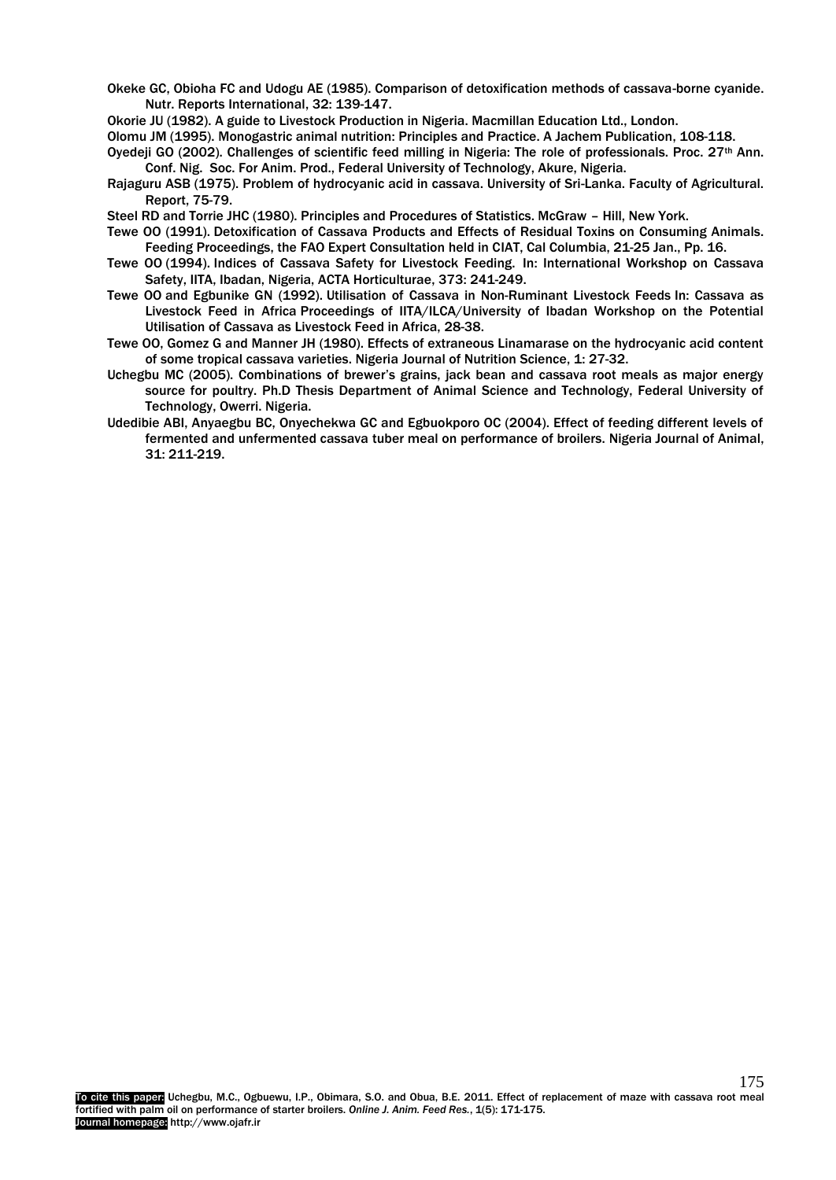Okeke GC, Obioha FC and Udogu AE (1985). Comparison of detoxification methods of cassava-borne cyanide. Nutr. Reports International, 32: 139-147.

Okorie JU (1982). A guide to Livestock Production in Nigeria. Macmillan Education Ltd., London.

Olomu JM (1995). Monogastric animal nutrition: Principles and Practice. A Jachem Publication, 108-118.

Oyedeji GO (2002). Challenges of scientific feed milling in Nigeria: The role of professionals. Proc. 27th Ann. Conf. Nig. Soc. For Anim. Prod., Federal University of Technology, Akure, Nigeria.

Rajaguru ASB (1975). Problem of hydrocyanic acid in cassava. University of Sri-Lanka. Faculty of Agricultural. Report, 75-79.

Steel RD and Torrie JHC (1980). Principles and Procedures of Statistics. McGraw – Hill, New York.

Tewe OO (1991). Detoxification of Cassava Products and Effects of Residual Toxins on Consuming Animals. Feeding Proceedings, the FAO Expert Consultation held in CIAT, Cal Columbia, 21-25 Jan., Pp. 16.

Tewe OO (1994). Indices of Cassava Safety for Livestock Feeding. In: International Workshop on Cassava Safety, IITA, Ibadan, Nigeria, ACTA Horticulturae, 373: 241-249.

Tewe OO and Egbunike GN (1992). Utilisation of Cassava in Non-Ruminant Livestock Feeds In: Cassava as Livestock Feed in Africa Proceedings of IITA/ILCA/University of Ibadan Workshop on the Potential Utilisation of Cassava as Livestock Feed in Africa, 28-38.

Tewe OO, Gomez G and Manner JH (1980). Effects of extraneous Linamarase on the hydrocyanic acid content of some tropical cassava varieties. Nigeria Journal of Nutrition Science, 1: 27-32.

Uchegbu MC (2005). Combinations of brewer's grains, jack bean and cassava root meals as major energy source for poultry. Ph.D Thesis Department of Animal Science and Technology, Federal University of Technology, Owerri. Nigeria.

Udedibie ABI, Anyaegbu BC, Onyechekwa GC and Egbuokporo OC (2004). Effect of feeding different levels of fermented and unfermented cassava tuber meal on performance of broilers. Nigeria Journal of Animal, 31: 211-219.